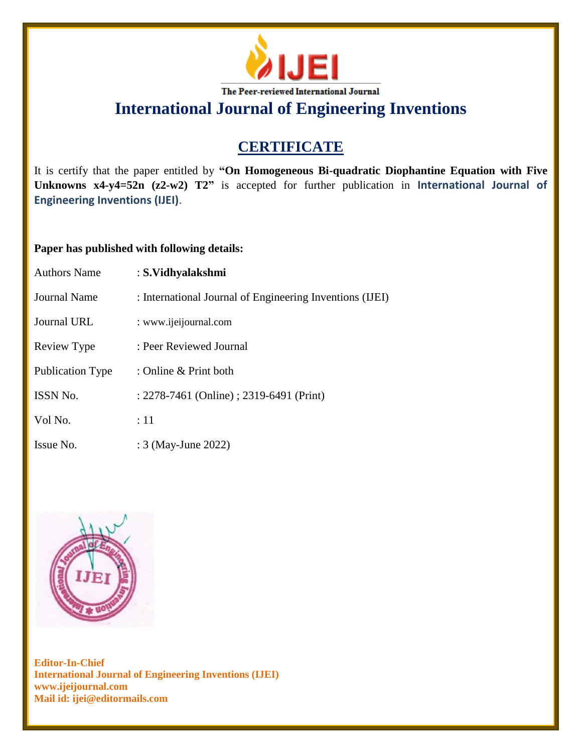The Peer-reviewed International Journal

# International Journal of Engineering Inventions

## CERTIFICATE

It is certify that the paper entitled by **"On Homogeneous Bi-quadratic Diophantine Equation with Five Unknowns x4-y4=52n (z2-w2) T2"** is accepted for further publication in **International Journal of Engineering Inventions (IJEI)**.

**Paper has published with following details:**

| | |
|---|---|
| Authors Name | : **S.Vidhyalakshmi** |
| Journal Name | : International Journal of Engineering Inventions (IJEI) |
| Journal URL | : www.ijeijournal.com |
| Review Type | : Peer Reviewed Journal |
| Publication Type | : Online & Print both |
| ISSN No. | : 2278-7461 (Online) ; 2319-6491 (Print) |
| Vol No. | : 11 |
| Issue No. | : 3 (May-June 2022) |

**Editor-In-Chief**
**International Journal of Engineering Inventions (IJEI)**
**www.ijeijournal.com**
**Mail id: ijei@editormails.com**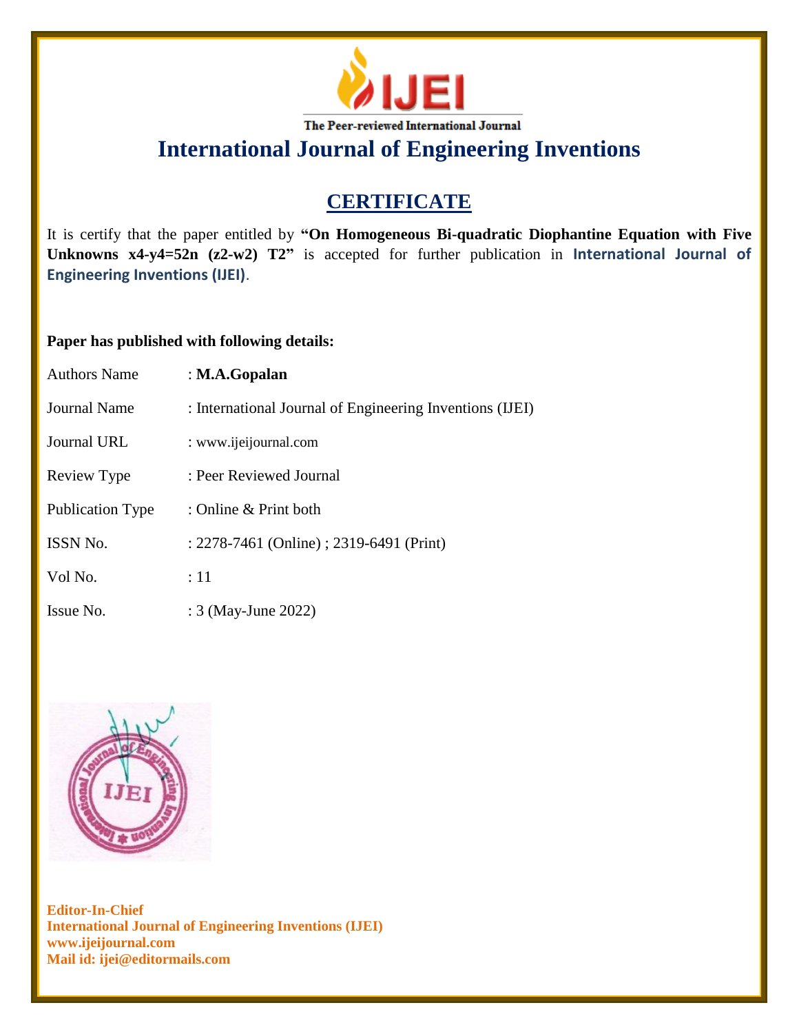The Peer-reviewed International Journal

# International Journal of Engineering Inventions

## CERTIFICATE

It is certify that the paper entitled by **"On Homogeneous Bi-quadratic Diophantine Equation with Five Unknowns x4-y4=52n (z2-w2) T2"** is accepted for further publication in **International Journal of Engineering Inventions (IJEI)**.

**Paper has published with following details:**

| | |
|---|---|
| Authors Name | : **M.A.Gopalan** |
| Journal Name | : International Journal of Engineering Inventions (IJEI) |
| Journal URL | : www.ijeijournal.com |
| Review Type | : Peer Reviewed Journal |
| Publication Type | : Online & Print both |
| ISSN No. | : 2278-7461 (Online) ; 2319-6491 (Print) |
| Vol No. | : 11 |
| Issue No. | : 3 (May-June 2022) |

**Editor-In-Chief**
**International Journal of Engineering Inventions (IJEI)**
**www.ijeijournal.com**
**Mail id: ijei@editormails.com**